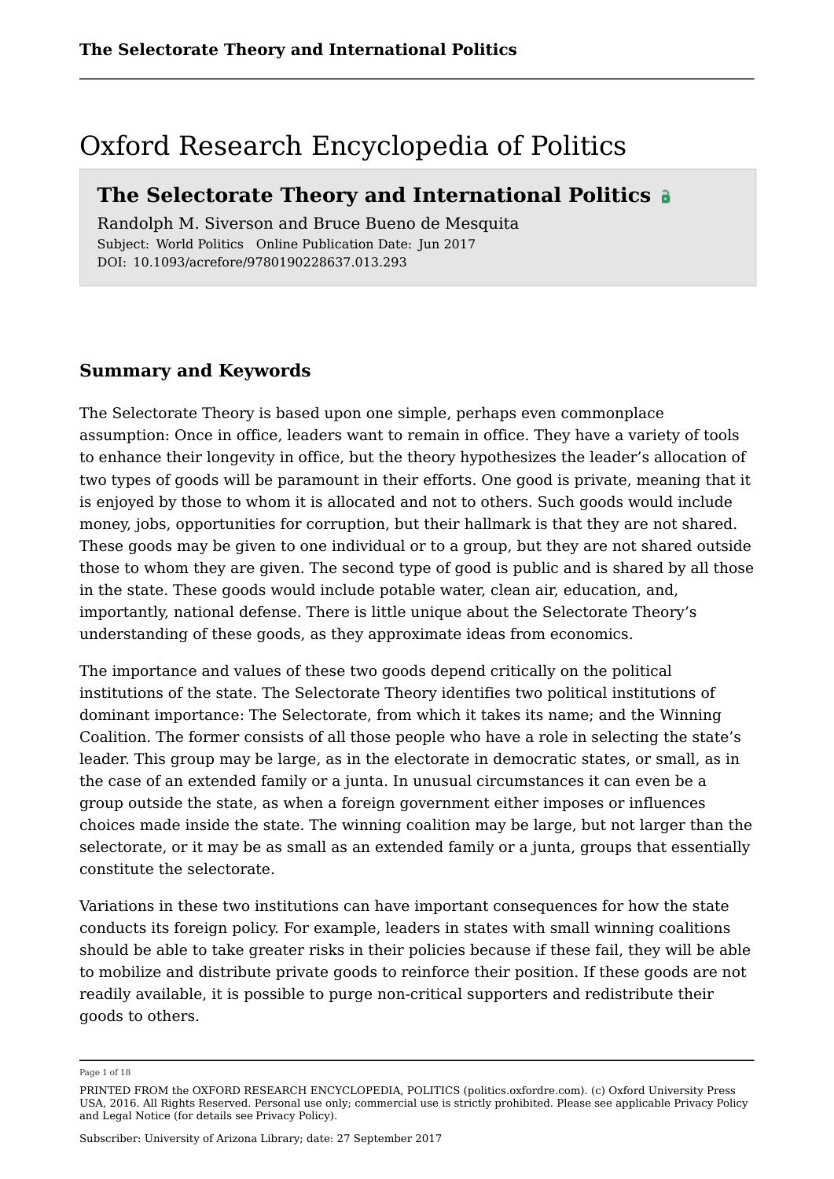# Oxford Research Encyclopedia of Politics

## The Selectorate Theory and International Politics

Randolph M. Siverson and Bruce Bueno de Mesquita

Subject: World Politics Online Publication Date: Jun 2017

DOI: 10.1093/acrefore/9780190228637.013.293

### Summary and Keywords

The Selectorate Theory is based upon one simple, perhaps even commonplace assumption: Once in office, leaders want to remain in office. They have a variety of tools to enhance their longevity in office, but the theory hypothesizes the leader's allocation of two types of goods will be paramount in their efforts. One good is private, meaning that it is enjoyed by those to whom it is allocated and not to others. Such goods would include money, jobs, opportunities for corruption, but their hallmark is that they are not shared. These goods may be given to one individual or to a group, but they are not shared outside those to whom they are given. The second type of good is public and is shared by all those in the state. These goods would include potable water, clean air, education, and, importantly, national defense. There is little unique about the Selectorate Theory's understanding of these goods, as they approximate ideas from economics.

The importance and values of these two goods depend critically on the political institutions of the state. The Selectorate Theory identifies two political institutions of dominant importance: The Selectorate, from which it takes its name; and the Winning Coalition. The former consists of all those people who have a role in selecting the state's leader. This group may be large, as in the electorate in democratic states, or small, as in the case of an extended family or a junta. In unusual circumstances it can even be a group outside the state, as when a foreign government either imposes or influences choices made inside the state. The winning coalition may be large, but not larger than the selectorate, or it may be as small as an extended family or a junta, groups that essentially constitute the selectorate.

Variations in these two institutions can have important consequences for how the state conducts its foreign policy. For example, leaders in states with small winning coalitions should be able to take greater risks in their policies because if these fail, they will be able to mobilize and distribute private goods to reinforce their position. If these goods are not readily available, it is possible to purge non-critical supporters and redistribute their goods to others.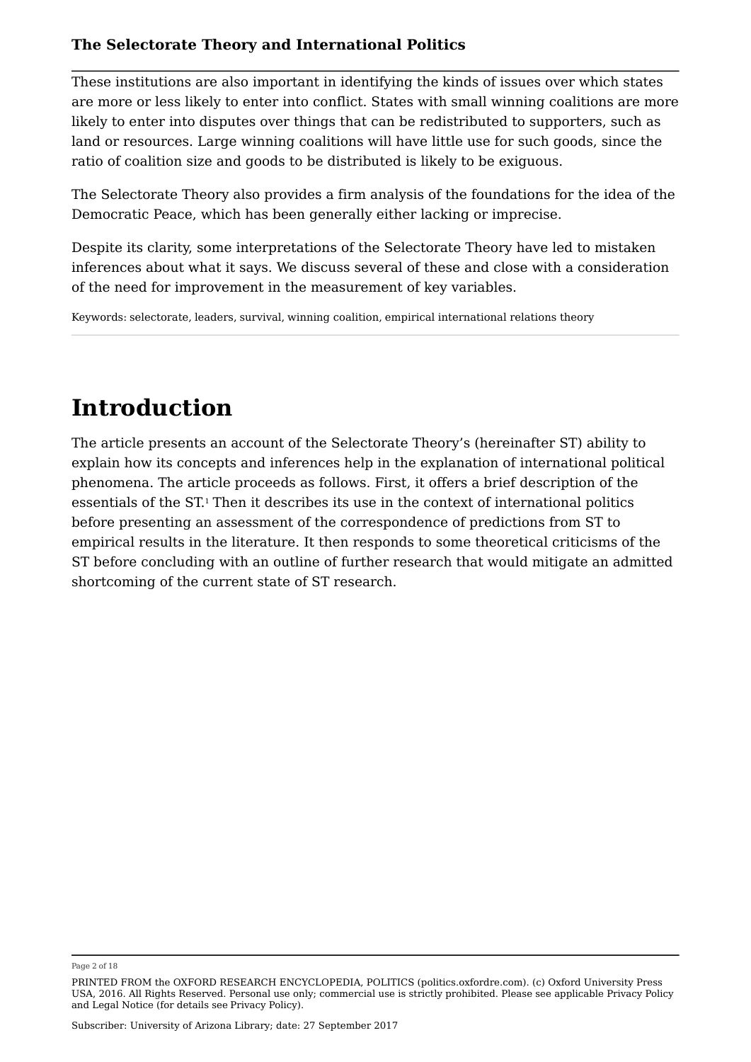These institutions are also important in identifying the kinds of issues over which states are more or less likely to enter into conflict. States with small winning coalitions are more likely to enter into disputes over things that can be redistributed to supporters, such as land or resources. Large winning coalitions will have little use for such goods, since the ratio of coalition size and goods to be distributed is likely to be exiguous.

The Selectorate Theory also provides a firm analysis of the foundations for the idea of the Democratic Peace, which has been generally either lacking or imprecise.

Despite its clarity, some interpretations of the Selectorate Theory have led to mistaken inferences about what it says. We discuss several of these and close with a consideration of the need for improvement in the measurement of key variables.

Keywords: selectorate, leaders, survival, winning coalition, empirical international relations theory

# Introduction

The article presents an account of the Selectorate Theory's (hereinafter ST) ability to explain how its concepts and inferences help in the explanation of international political phenomena. The article proceeds as follows. First, it offers a brief description of the essentials of the ST.[1] Then it describes its use in the context of international politics before presenting an assessment of the correspondence of predictions from ST to empirical results in the literature. It then responds to some theoretical criticisms of the ST before concluding with an outline of further research that would mitigate an admitted shortcoming of the current state of ST research.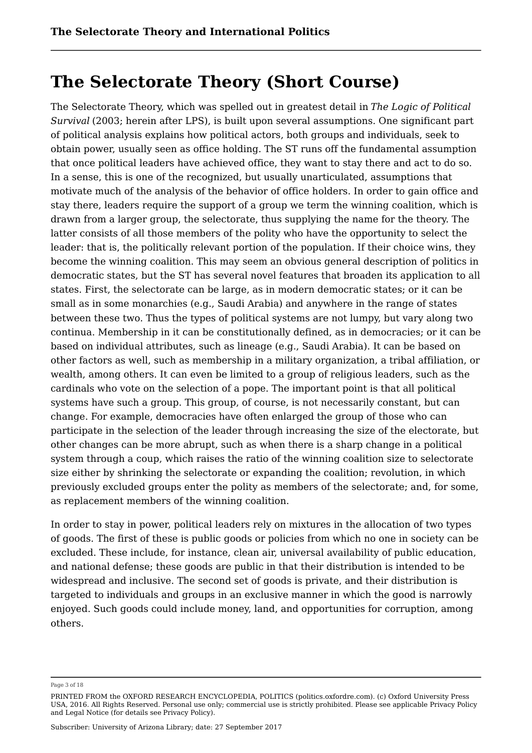# The Selectorate Theory (Short Course)

The Selectorate Theory, which was spelled out in greatest detail in *The Logic of Political Survival* (2003; herein after LPS), is built upon several assumptions. One significant part of political analysis explains how political actors, both groups and individuals, seek to obtain power, usually seen as office holding. The ST runs off the fundamental assumption that once political leaders have achieved office, they want to stay there and act to do so. In a sense, this is one of the recognized, but usually unarticulated, assumptions that motivate much of the analysis of the behavior of office holders. In order to gain office and stay there, leaders require the support of a group we term the winning coalition, which is drawn from a larger group, the selectorate, thus supplying the name for the theory. The latter consists of all those members of the polity who have the opportunity to select the leader: that is, the politically relevant portion of the population. If their choice wins, they become the winning coalition. This may seem an obvious general description of politics in democratic states, but the ST has several novel features that broaden its application to all states. First, the selectorate can be large, as in modern democratic states; or it can be small as in some monarchies (e.g., Saudi Arabia) and anywhere in the range of states between these two. Thus the types of political systems are not lumpy, but vary along two continua. Membership in it can be constitutionally defined, as in democracies; or it can be based on individual attributes, such as lineage (e.g., Saudi Arabia). It can be based on other factors as well, such as membership in a military organization, a tribal affiliation, or wealth, among others. It can even be limited to a group of religious leaders, such as the cardinals who vote on the selection of a pope. The important point is that all political systems have such a group. This group, of course, is not necessarily constant, but can change. For example, democracies have often enlarged the group of those who can participate in the selection of the leader through increasing the size of the electorate, but other changes can be more abrupt, such as when there is a sharp change in a political system through a coup, which raises the ratio of the winning coalition size to selectorate size either by shrinking the selectorate or expanding the coalition; revolution, in which previously excluded groups enter the polity as members of the selectorate; and, for some, as replacement members of the winning coalition.

In order to stay in power, political leaders rely on mixtures in the allocation of two types of goods. The first of these is public goods or policies from which no one in society can be excluded. These include, for instance, clean air, universal availability of public education, and national defense; these goods are public in that their distribution is intended to be widespread and inclusive. The second set of goods is private, and their distribution is targeted to individuals and groups in an exclusive manner in which the good is narrowly enjoyed. Such goods could include money, land, and opportunities for corruption, among others.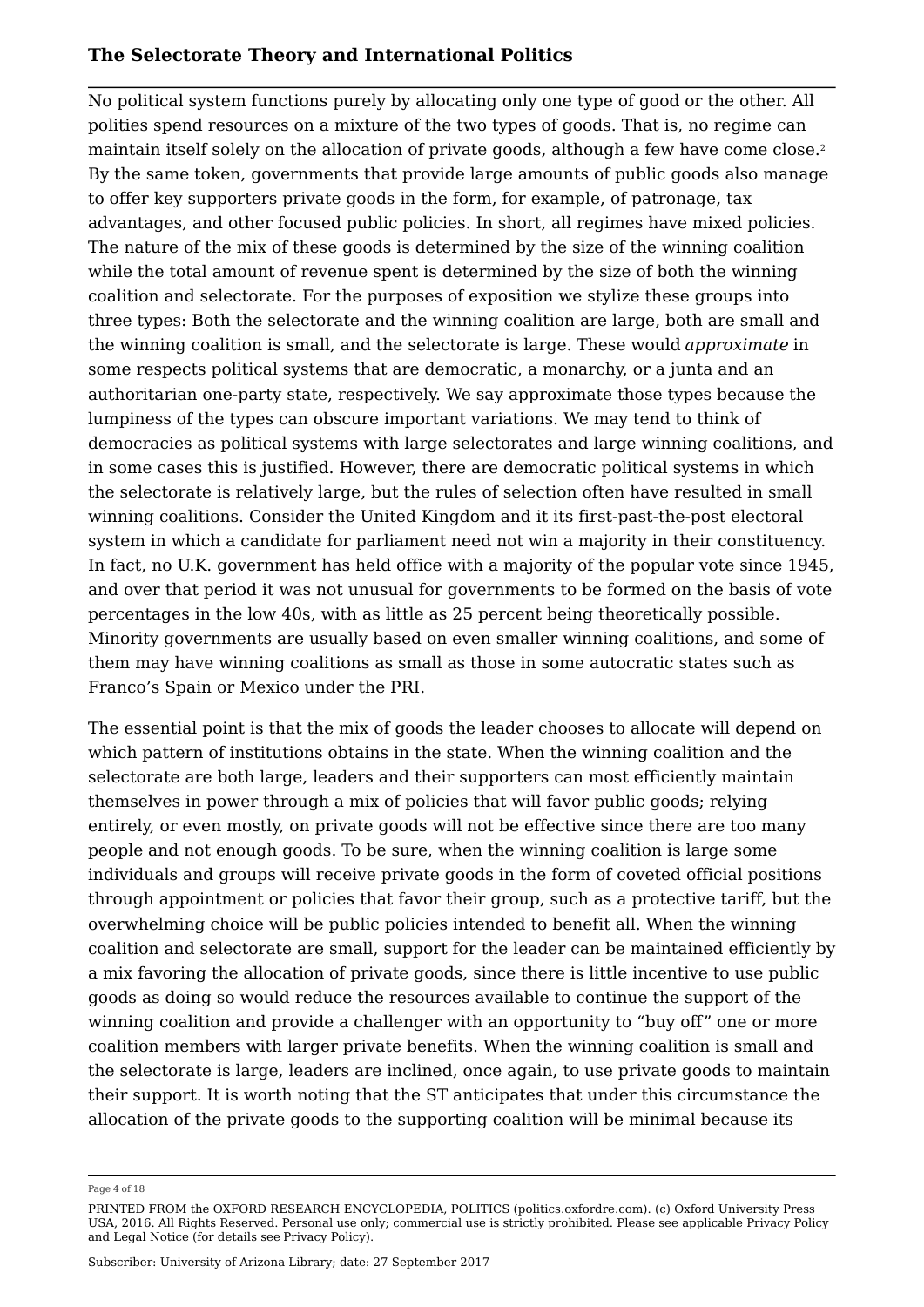No political system functions purely by allocating only one type of good or the other. All polities spend resources on a mixture of the two types of goods. That is, no regime can maintain itself solely on the allocation of private goods, although a few have come close.[2] By the same token, governments that provide large amounts of public goods also manage to offer key supporters private goods in the form, for example, of patronage, tax advantages, and other focused public policies. In short, all regimes have mixed policies. The nature of the mix of these goods is determined by the size of the winning coalition while the total amount of revenue spent is determined by the size of both the winning coalition and selectorate. For the purposes of exposition we stylize these groups into three types: Both the selectorate and the winning coalition are large, both are small and the winning coalition is small, and the selectorate is large. These would *approximate* in some respects political systems that are democratic, a monarchy, or a junta and an authoritarian one-party state, respectively. We say approximate those types because the lumpiness of the types can obscure important variations. We may tend to think of democracies as political systems with large selectorates and large winning coalitions, and in some cases this is justified. However, there are democratic political systems in which the selectorate is relatively large, but the rules of selection often have resulted in small winning coalitions. Consider the United Kingdom and it its first-past-the-post electoral system in which a candidate for parliament need not win a majority in their constituency. In fact, no U.K. government has held office with a majority of the popular vote since 1945, and over that period it was not unusual for governments to be formed on the basis of vote percentages in the low 40s, with as little as 25 percent being theoretically possible. Minority governments are usually based on even smaller winning coalitions, and some of them may have winning coalitions as small as those in some autocratic states such as Franco's Spain or Mexico under the PRI.

The essential point is that the mix of goods the leader chooses to allocate will depend on which pattern of institutions obtains in the state. When the winning coalition and the selectorate are both large, leaders and their supporters can most efficiently maintain themselves in power through a mix of policies that will favor public goods; relying entirely, or even mostly, on private goods will not be effective since there are too many people and not enough goods. To be sure, when the winning coalition is large some individuals and groups will receive private goods in the form of coveted official positions through appointment or policies that favor their group, such as a protective tariff, but the overwhelming choice will be public policies intended to benefit all. When the winning coalition and selectorate are small, support for the leader can be maintained efficiently by a mix favoring the allocation of private goods, since there is little incentive to use public goods as doing so would reduce the resources available to continue the support of the winning coalition and provide a challenger with an opportunity to "buy off" one or more coalition members with larger private benefits. When the winning coalition is small and the selectorate is large, leaders are inclined, once again, to use private goods to maintain their support. It is worth noting that the ST anticipates that under this circumstance the allocation of the private goods to the supporting coalition will be minimal because its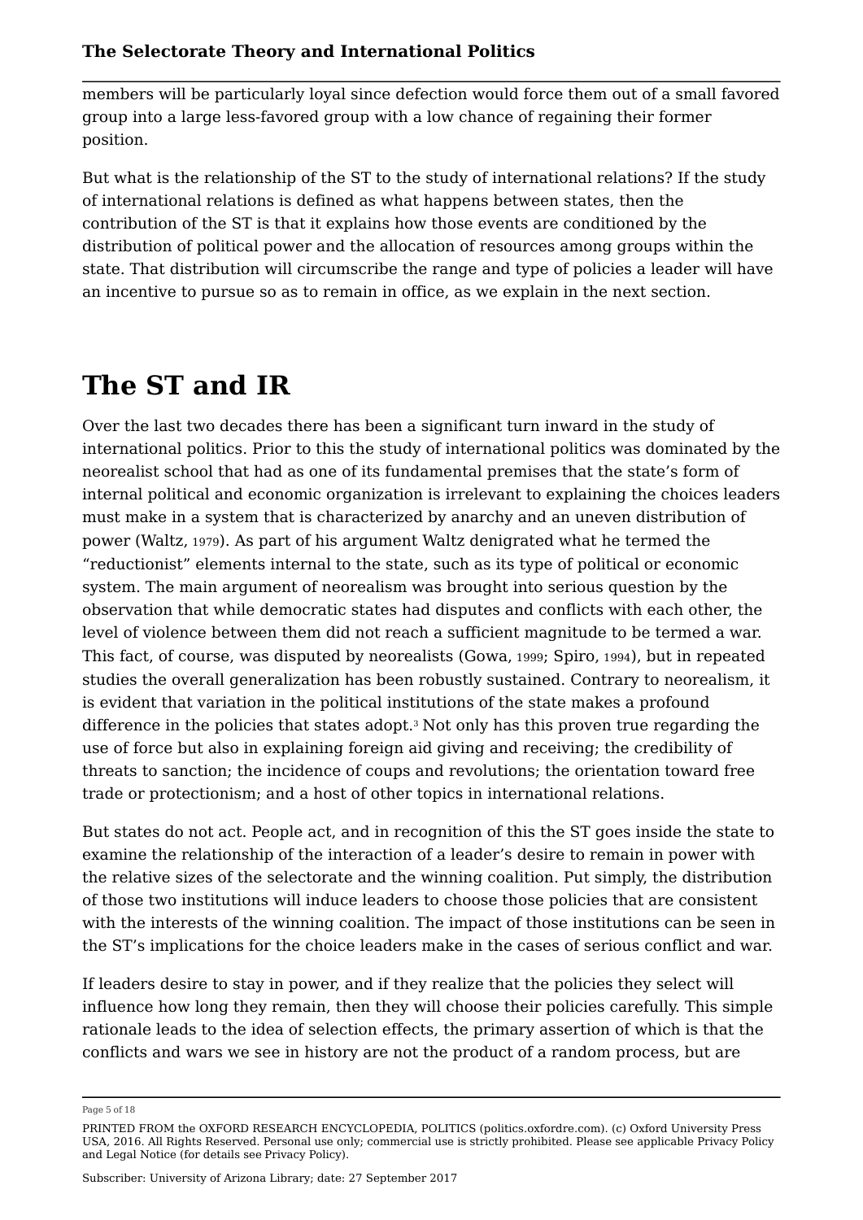members will be particularly loyal since defection would force them out of a small favored group into a large less-favored group with a low chance of regaining their former position.

But what is the relationship of the ST to the study of international relations? If the study of international relations is defined as what happens between states, then the contribution of the ST is that it explains how those events are conditioned by the distribution of political power and the allocation of resources among groups within the state. That distribution will circumscribe the range and type of policies a leader will have an incentive to pursue so as to remain in office, as we explain in the next section.

# The ST and IR

Over the last two decades there has been a significant turn inward in the study of international politics. Prior to this the study of international politics was dominated by the neorealist school that had as one of its fundamental premises that the state's form of internal political and economic organization is irrelevant to explaining the choices leaders must make in a system that is characterized by anarchy and an uneven distribution of power (Waltz, 1979). As part of his argument Waltz denigrated what he termed the "reductionist" elements internal to the state, such as its type of political or economic system. The main argument of neorealism was brought into serious question by the observation that while democratic states had disputes and conflicts with each other, the level of violence between them did not reach a sufficient magnitude to be termed a war. This fact, of course, was disputed by neorealists (Gowa, 1999; Spiro, 1994), but in repeated studies the overall generalization has been robustly sustained. Contrary to neorealism, it is evident that variation in the political institutions of the state makes a profound difference in the policies that states adopt.[3] Not only has this proven true regarding the use of force but also in explaining foreign aid giving and receiving; the credibility of threats to sanction; the incidence of coups and revolutions; the orientation toward free trade or protectionism; and a host of other topics in international relations.

But states do not act. People act, and in recognition of this the ST goes inside the state to examine the relationship of the interaction of a leader's desire to remain in power with the relative sizes of the selectorate and the winning coalition. Put simply, the distribution of those two institutions will induce leaders to choose those policies that are consistent with the interests of the winning coalition. The impact of those institutions can be seen in the ST's implications for the choice leaders make in the cases of serious conflict and war.

If leaders desire to stay in power, and if they realize that the policies they select will influence how long they remain, then they will choose their policies carefully. This simple rationale leads to the idea of selection effects, the primary assertion of which is that the conflicts and wars we see in history are not the product of a random process, but are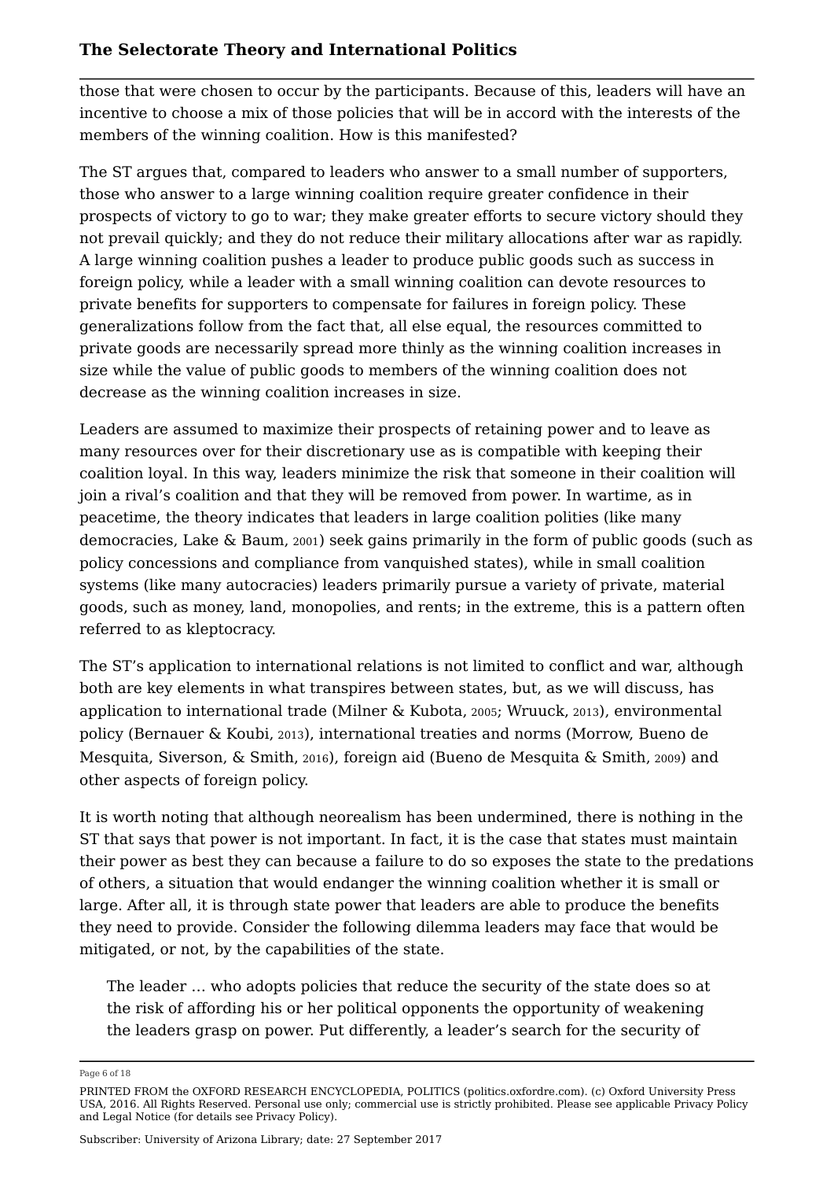those that were chosen to occur by the participants. Because of this, leaders will have an incentive to choose a mix of those policies that will be in accord with the interests of the members of the winning coalition. How is this manifested?

The ST argues that, compared to leaders who answer to a small number of supporters, those who answer to a large winning coalition require greater confidence in their prospects of victory to go to war; they make greater efforts to secure victory should they not prevail quickly; and they do not reduce their military allocations after war as rapidly. A large winning coalition pushes a leader to produce public goods such as success in foreign policy, while a leader with a small winning coalition can devote resources to private benefits for supporters to compensate for failures in foreign policy. These generalizations follow from the fact that, all else equal, the resources committed to private goods are necessarily spread more thinly as the winning coalition increases in size while the value of public goods to members of the winning coalition does not decrease as the winning coalition increases in size.

Leaders are assumed to maximize their prospects of retaining power and to leave as many resources over for their discretionary use as is compatible with keeping their coalition loyal. In this way, leaders minimize the risk that someone in their coalition will join a rival's coalition and that they will be removed from power. In wartime, as in peacetime, the theory indicates that leaders in large coalition polities (like many democracies, Lake & Baum, 2001) seek gains primarily in the form of public goods (such as policy concessions and compliance from vanquished states), while in small coalition systems (like many autocracies) leaders primarily pursue a variety of private, material goods, such as money, land, monopolies, and rents; in the extreme, this is a pattern often referred to as kleptocracy.

The ST's application to international relations is not limited to conflict and war, although both are key elements in what transpires between states, but, as we will discuss, has application to international trade (Milner & Kubota, 2005; Wruuck, 2013), environmental policy (Bernauer & Koubi, 2013), international treaties and norms (Morrow, Bueno de Mesquita, Siverson, & Smith, 2016), foreign aid (Bueno de Mesquita & Smith, 2009) and other aspects of foreign policy.

It is worth noting that although neorealism has been undermined, there is nothing in the ST that says that power is not important. In fact, it is the case that states must maintain their power as best they can because a failure to do so exposes the state to the predations of others, a situation that would endanger the winning coalition whether it is small or large. After all, it is through state power that leaders are able to produce the benefits they need to provide. Consider the following dilemma leaders may face that would be mitigated, or not, by the capabilities of the state.

> The leader … who adopts policies that reduce the security of the state does so at the risk of affording his or her political opponents the opportunity of weakening the leaders grasp on power. Put differently, a leader's search for the security of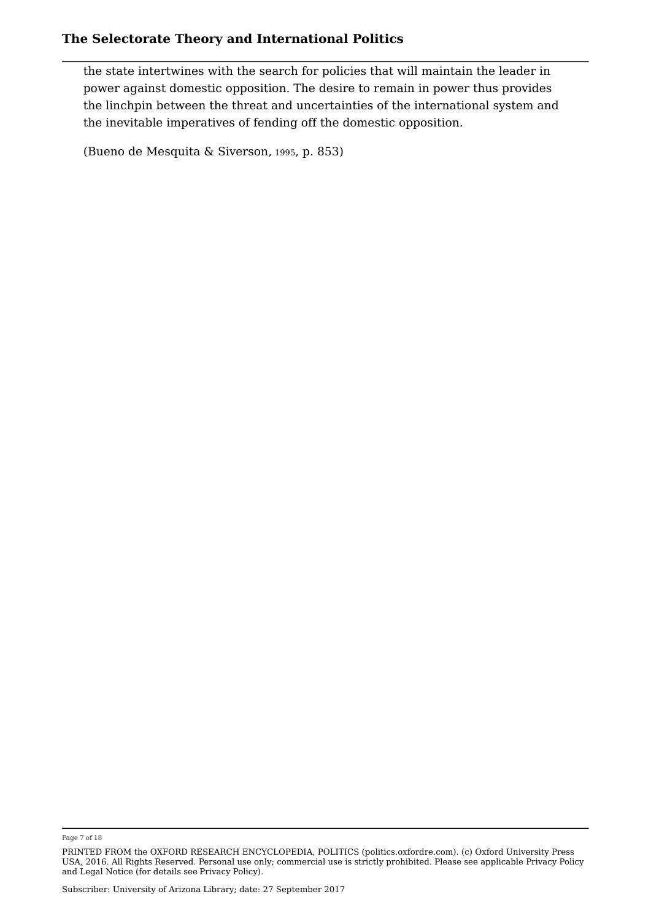> the state intertwines with the search for policies that will maintain the leader in power against domestic opposition. The desire to remain in power thus provides the linchpin between the threat and uncertainties of the international system and the inevitable imperatives of fending off the domestic opposition.
>
> (Bueno de Mesquita & Siverson, 1995, p. 853)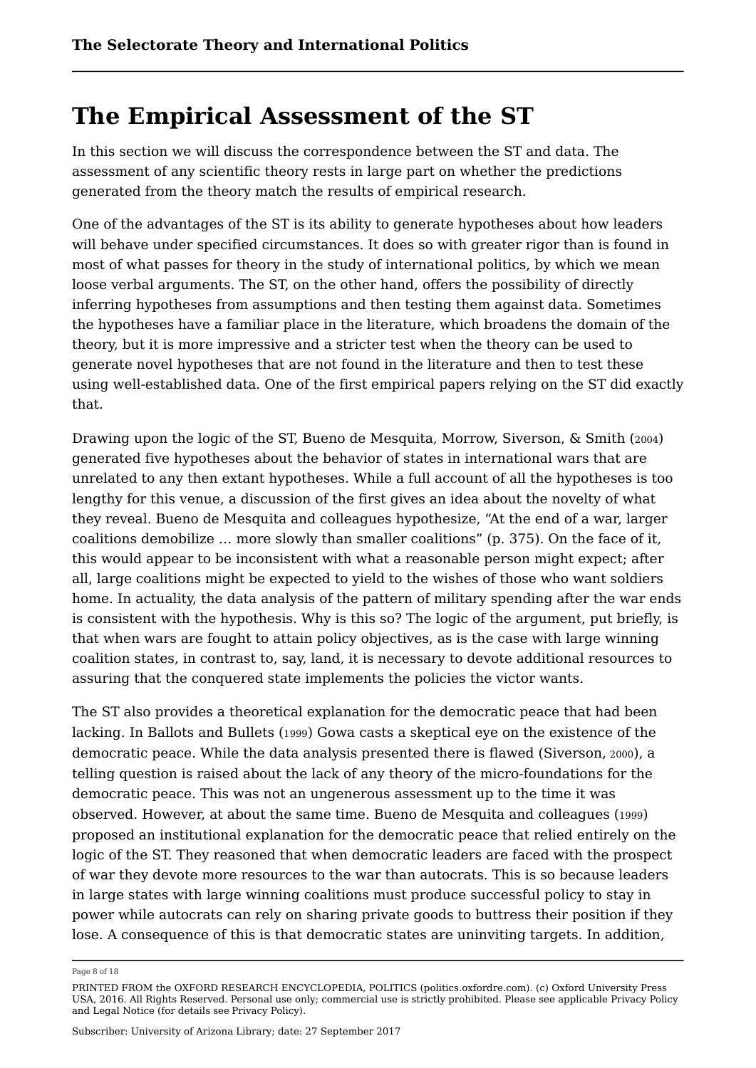# The Empirical Assessment of the ST

In this section we will discuss the correspondence between the ST and data. The assessment of any scientific theory rests in large part on whether the predictions generated from the theory match the results of empirical research.

One of the advantages of the ST is its ability to generate hypotheses about how leaders will behave under specified circumstances. It does so with greater rigor than is found in most of what passes for theory in the study of international politics, by which we mean loose verbal arguments. The ST, on the other hand, offers the possibility of directly inferring hypotheses from assumptions and then testing them against data. Sometimes the hypotheses have a familiar place in the literature, which broadens the domain of the theory, but it is more impressive and a stricter test when the theory can be used to generate novel hypotheses that are not found in the literature and then to test these using well-established data. One of the first empirical papers relying on the ST did exactly that.

Drawing upon the logic of the ST, Bueno de Mesquita, Morrow, Siverson, & Smith (2004) generated five hypotheses about the behavior of states in international wars that are unrelated to any then extant hypotheses. While a full account of all the hypotheses is too lengthy for this venue, a discussion of the first gives an idea about the novelty of what they reveal. Bueno de Mesquita and colleagues hypothesize, "At the end of a war, larger coalitions demobilize … more slowly than smaller coalitions" (p. 375). On the face of it, this would appear to be inconsistent with what a reasonable person might expect; after all, large coalitions might be expected to yield to the wishes of those who want soldiers home. In actuality, the data analysis of the pattern of military spending after the war ends is consistent with the hypothesis. Why is this so? The logic of the argument, put briefly, is that when wars are fought to attain policy objectives, as is the case with large winning coalition states, in contrast to, say, land, it is necessary to devote additional resources to assuring that the conquered state implements the policies the victor wants.

The ST also provides a theoretical explanation for the democratic peace that had been lacking. In Ballots and Bullets (1999) Gowa casts a skeptical eye on the existence of the democratic peace. While the data analysis presented there is flawed (Siverson, 2000), a telling question is raised about the lack of any theory of the micro-foundations for the democratic peace. This was not an ungenerous assessment up to the time it was observed. However, at about the same time. Bueno de Mesquita and colleagues (1999) proposed an institutional explanation for the democratic peace that relied entirely on the logic of the ST. They reasoned that when democratic leaders are faced with the prospect of war they devote more resources to the war than autocrats. This is so because leaders in large states with large winning coalitions must produce successful policy to stay in power while autocrats can rely on sharing private goods to buttress their position if they lose. A consequence of this is that democratic states are uninviting targets. In addition,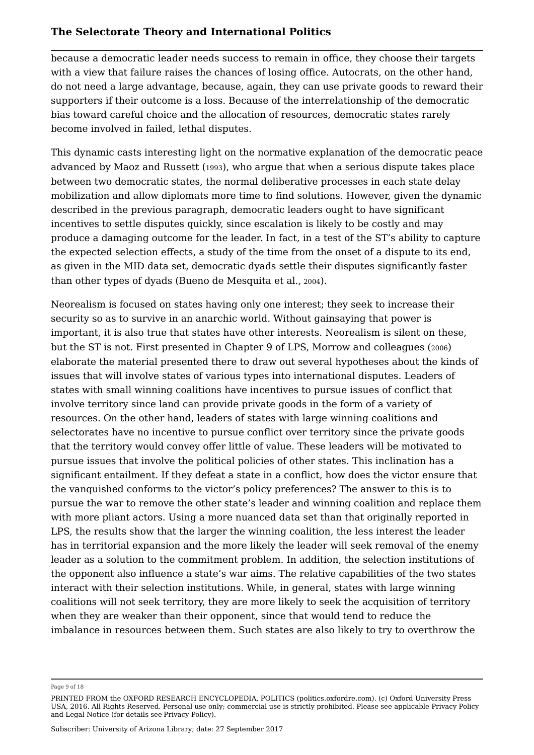because a democratic leader needs success to remain in office, they choose their targets with a view that failure raises the chances of losing office. Autocrats, on the other hand, do not need a large advantage, because, again, they can use private goods to reward their supporters if their outcome is a loss. Because of the interrelationship of the democratic bias toward careful choice and the allocation of resources, democratic states rarely become involved in failed, lethal disputes.

This dynamic casts interesting light on the normative explanation of the democratic peace advanced by Maoz and Russett (1993), who argue that when a serious dispute takes place between two democratic states, the normal deliberative processes in each state delay mobilization and allow diplomats more time to find solutions. However, given the dynamic described in the previous paragraph, democratic leaders ought to have significant incentives to settle disputes quickly, since escalation is likely to be costly and may produce a damaging outcome for the leader. In fact, in a test of the ST's ability to capture the expected selection effects, a study of the time from the onset of a dispute to its end, as given in the MID data set, democratic dyads settle their disputes significantly faster than other types of dyads (Bueno de Mesquita et al., 2004).

Neorealism is focused on states having only one interest; they seek to increase their security so as to survive in an anarchic world. Without gainsaying that power is important, it is also true that states have other interests. Neorealism is silent on these, but the ST is not. First presented in Chapter 9 of LPS, Morrow and colleagues (2006) elaborate the material presented there to draw out several hypotheses about the kinds of issues that will involve states of various types into international disputes. Leaders of states with small winning coalitions have incentives to pursue issues of conflict that involve territory since land can provide private goods in the form of a variety of resources. On the other hand, leaders of states with large winning coalitions and selectorates have no incentive to pursue conflict over territory since the private goods that the territory would convey offer little of value. These leaders will be motivated to pursue issues that involve the political policies of other states. This inclination has a significant entailment. If they defeat a state in a conflict, how does the victor ensure that the vanquished conforms to the victor's policy preferences? The answer to this is to pursue the war to remove the other state's leader and winning coalition and replace them with more pliant actors. Using a more nuanced data set than that originally reported in LPS, the results show that the larger the winning coalition, the less interest the leader has in territorial expansion and the more likely the leader will seek removal of the enemy leader as a solution to the commitment problem. In addition, the selection institutions of the opponent also influence a state's war aims. The relative capabilities of the two states interact with their selection institutions. While, in general, states with large winning coalitions will not seek territory, they are more likely to seek the acquisition of territory when they are weaker than their opponent, since that would tend to reduce the imbalance in resources between them. Such states are also likely to try to overthrow the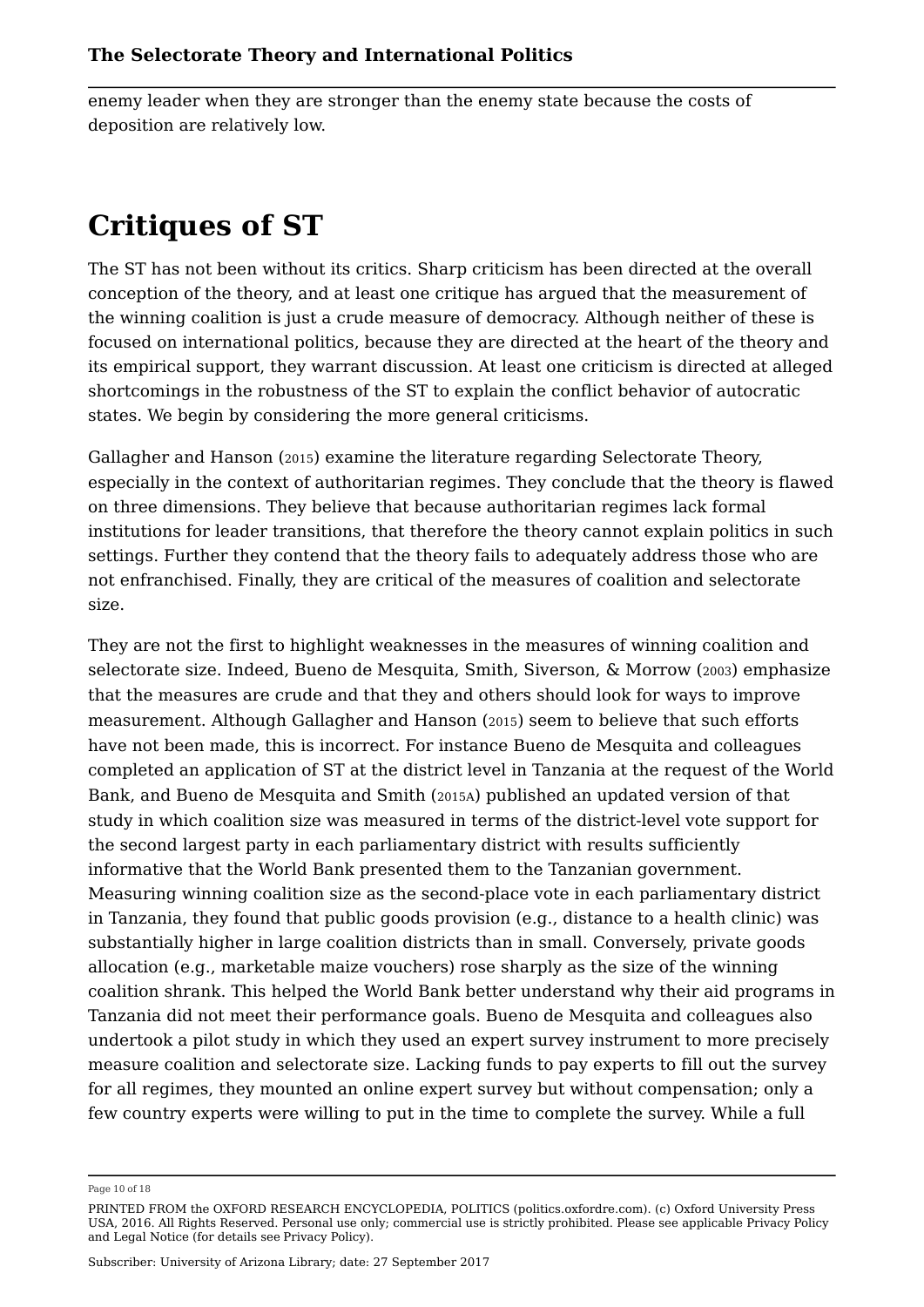enemy leader when they are stronger than the enemy state because the costs of deposition are relatively low.

# Critiques of ST

The ST has not been without its critics. Sharp criticism has been directed at the overall conception of the theory, and at least one critique has argued that the measurement of the winning coalition is just a crude measure of democracy. Although neither of these is focused on international politics, because they are directed at the heart of the theory and its empirical support, they warrant discussion. At least one criticism is directed at alleged shortcomings in the robustness of the ST to explain the conflict behavior of autocratic states. We begin by considering the more general criticisms.

Gallagher and Hanson (2015) examine the literature regarding Selectorate Theory, especially in the context of authoritarian regimes. They conclude that the theory is flawed on three dimensions. They believe that because authoritarian regimes lack formal institutions for leader transitions, that therefore the theory cannot explain politics in such settings. Further they contend that the theory fails to adequately address those who are not enfranchised. Finally, they are critical of the measures of coalition and selectorate size.

They are not the first to highlight weaknesses in the measures of winning coalition and selectorate size. Indeed, Bueno de Mesquita, Smith, Siverson, & Morrow (2003) emphasize that the measures are crude and that they and others should look for ways to improve measurement. Although Gallagher and Hanson (2015) seem to believe that such efforts have not been made, this is incorrect. For instance Bueno de Mesquita and colleagues completed an application of ST at the district level in Tanzania at the request of the World Bank, and Bueno de Mesquita and Smith (2015A) published an updated version of that study in which coalition size was measured in terms of the district-level vote support for the second largest party in each parliamentary district with results sufficiently informative that the World Bank presented them to the Tanzanian government. Measuring winning coalition size as the second-place vote in each parliamentary district in Tanzania, they found that public goods provision (e.g., distance to a health clinic) was substantially higher in large coalition districts than in small. Conversely, private goods allocation (e.g., marketable maize vouchers) rose sharply as the size of the winning coalition shrank. This helped the World Bank better understand why their aid programs in Tanzania did not meet their performance goals. Bueno de Mesquita and colleagues also undertook a pilot study in which they used an expert survey instrument to more precisely measure coalition and selectorate size. Lacking funds to pay experts to fill out the survey for all regimes, they mounted an online expert survey but without compensation; only a few country experts were willing to put in the time to complete the survey. While a full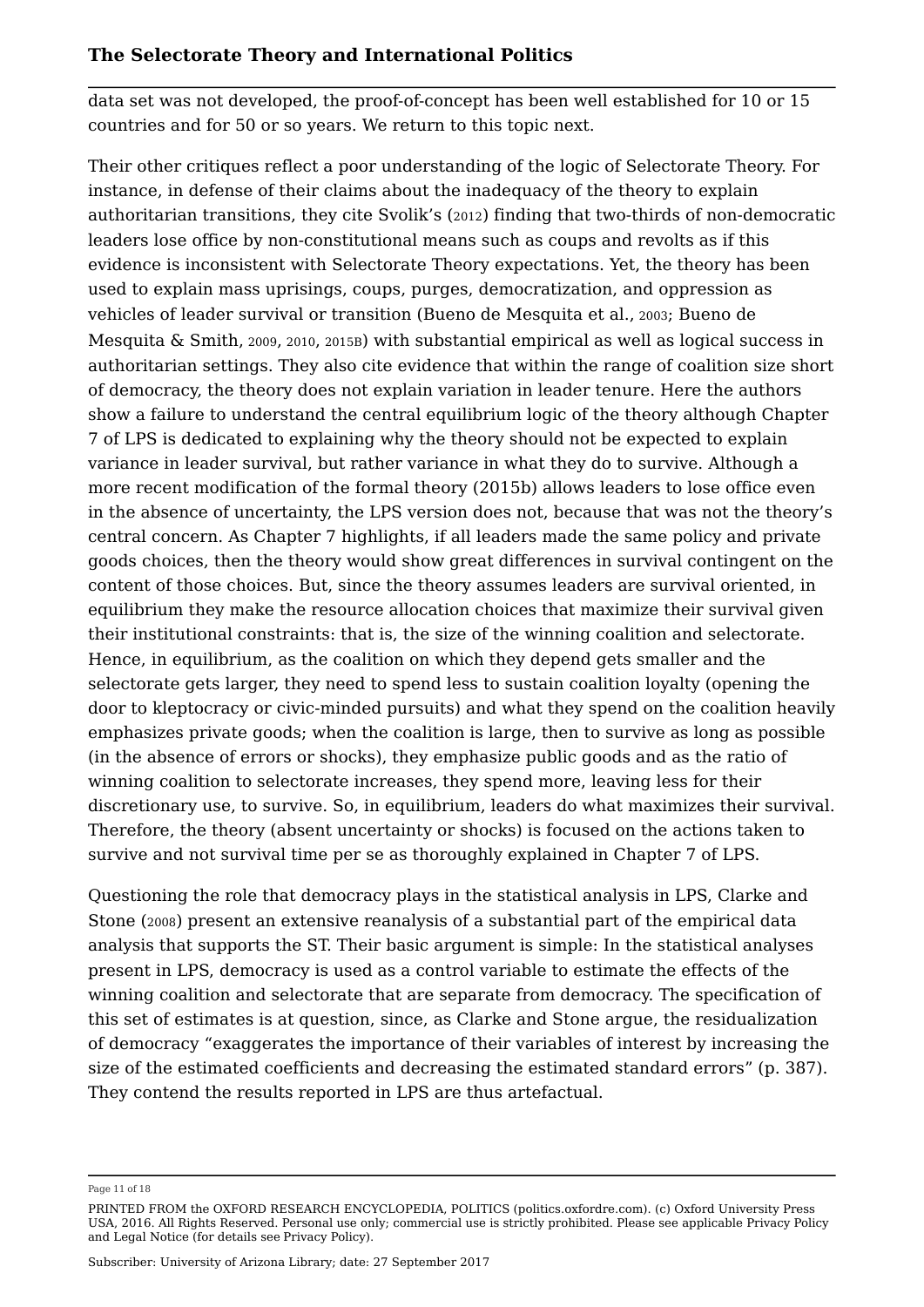data set was not developed, the proof-of-concept has been well established for 10 or 15 countries and for 50 or so years. We return to this topic next.

Their other critiques reflect a poor understanding of the logic of Selectorate Theory. For instance, in defense of their claims about the inadequacy of the theory to explain authoritarian transitions, they cite Svolik's (2012) finding that two-thirds of non-democratic leaders lose office by non-constitutional means such as coups and revolts as if this evidence is inconsistent with Selectorate Theory expectations. Yet, the theory has been used to explain mass uprisings, coups, purges, democratization, and oppression as vehicles of leader survival or transition (Bueno de Mesquita et al., 2003; Bueno de Mesquita & Smith, 2009, 2010, 2015B) with substantial empirical as well as logical success in authoritarian settings. They also cite evidence that within the range of coalition size short of democracy, the theory does not explain variation in leader tenure. Here the authors show a failure to understand the central equilibrium logic of the theory although Chapter 7 of LPS is dedicated to explaining why the theory should not be expected to explain variance in leader survival, but rather variance in what they do to survive. Although a more recent modification of the formal theory (2015b) allows leaders to lose office even in the absence of uncertainty, the LPS version does not, because that was not the theory's central concern. As Chapter 7 highlights, if all leaders made the same policy and private goods choices, then the theory would show great differences in survival contingent on the content of those choices. But, since the theory assumes leaders are survival oriented, in equilibrium they make the resource allocation choices that maximize their survival given their institutional constraints: that is, the size of the winning coalition and selectorate. Hence, in equilibrium, as the coalition on which they depend gets smaller and the selectorate gets larger, they need to spend less to sustain coalition loyalty (opening the door to kleptocracy or civic-minded pursuits) and what they spend on the coalition heavily emphasizes private goods; when the coalition is large, then to survive as long as possible (in the absence of errors or shocks), they emphasize public goods and as the ratio of winning coalition to selectorate increases, they spend more, leaving less for their discretionary use, to survive. So, in equilibrium, leaders do what maximizes their survival. Therefore, the theory (absent uncertainty or shocks) is focused on the actions taken to survive and not survival time per se as thoroughly explained in Chapter 7 of LPS.

Questioning the role that democracy plays in the statistical analysis in LPS, Clarke and Stone (2008) present an extensive reanalysis of a substantial part of the empirical data analysis that supports the ST. Their basic argument is simple: In the statistical analyses present in LPS, democracy is used as a control variable to estimate the effects of the winning coalition and selectorate that are separate from democracy. The specification of this set of estimates is at question, since, as Clarke and Stone argue, the residualization of democracy "exaggerates the importance of their variables of interest by increasing the size of the estimated coefficients and decreasing the estimated standard errors" (p. 387). They contend the results reported in LPS are thus artefactual.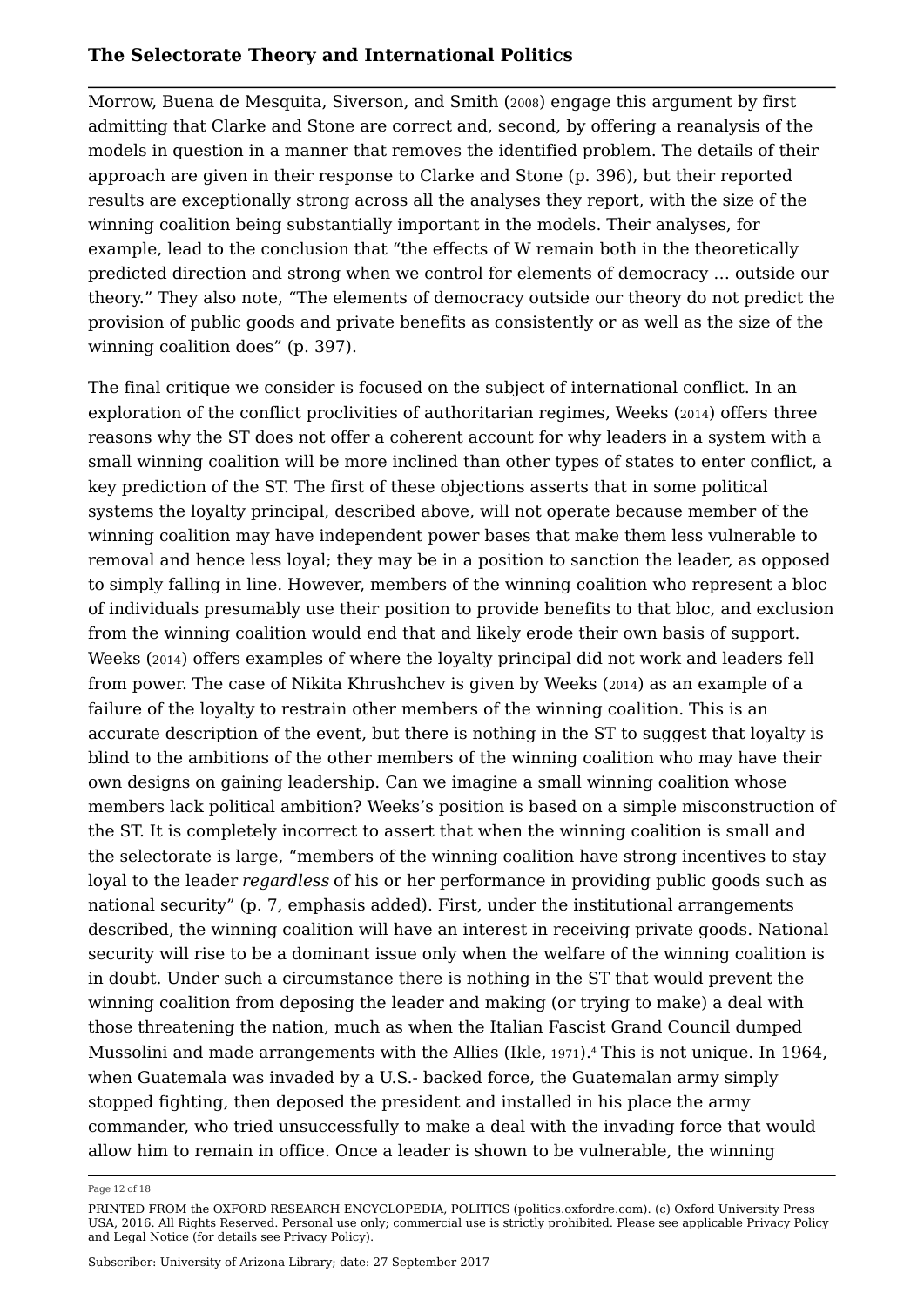Morrow, Buena de Mesquita, Siverson, and Smith (2008) engage this argument by first admitting that Clarke and Stone are correct and, second, by offering a reanalysis of the models in question in a manner that removes the identified problem. The details of their approach are given in their response to Clarke and Stone (p. 396), but their reported results are exceptionally strong across all the analyses they report, with the size of the winning coalition being substantially important in the models. Their analyses, for example, lead to the conclusion that "the effects of W remain both in the theoretically predicted direction and strong when we control for elements of democracy … outside our theory." They also note, "The elements of democracy outside our theory do not predict the provision of public goods and private benefits as consistently or as well as the size of the winning coalition does" (p. 397).

The final critique we consider is focused on the subject of international conflict. In an exploration of the conflict proclivities of authoritarian regimes, Weeks (2014) offers three reasons why the ST does not offer a coherent account for why leaders in a system with a small winning coalition will be more inclined than other types of states to enter conflict, a key prediction of the ST. The first of these objections asserts that in some political systems the loyalty principal, described above, will not operate because member of the winning coalition may have independent power bases that make them less vulnerable to removal and hence less loyal; they may be in a position to sanction the leader, as opposed to simply falling in line. However, members of the winning coalition who represent a bloc of individuals presumably use their position to provide benefits to that bloc, and exclusion from the winning coalition would end that and likely erode their own basis of support. Weeks (2014) offers examples of where the loyalty principal did not work and leaders fell from power. The case of Nikita Khrushchev is given by Weeks (2014) as an example of a failure of the loyalty to restrain other members of the winning coalition. This is an accurate description of the event, but there is nothing in the ST to suggest that loyalty is blind to the ambitions of the other members of the winning coalition who may have their own designs on gaining leadership. Can we imagine a small winning coalition whose members lack political ambition? Weeks's position is based on a simple misconstruction of the ST. It is completely incorrect to assert that when the winning coalition is small and the selectorate is large, "members of the winning coalition have strong incentives to stay loyal to the leader *regardless* of his or her performance in providing public goods such as national security" (p. 7, emphasis added). First, under the institutional arrangements described, the winning coalition will have an interest in receiving private goods. National security will rise to be a dominant issue only when the welfare of the winning coalition is in doubt. Under such a circumstance there is nothing in the ST that would prevent the winning coalition from deposing the leader and making (or trying to make) a deal with those threatening the nation, much as when the Italian Fascist Grand Council dumped Mussolini and made arrangements with the Allies (Ikle, 1971).[4] This is not unique. In 1964, when Guatemala was invaded by a U.S.- backed force, the Guatemalan army simply stopped fighting, then deposed the president and installed in his place the army commander, who tried unsuccessfully to make a deal with the invading force that would allow him to remain in office. Once a leader is shown to be vulnerable, the winning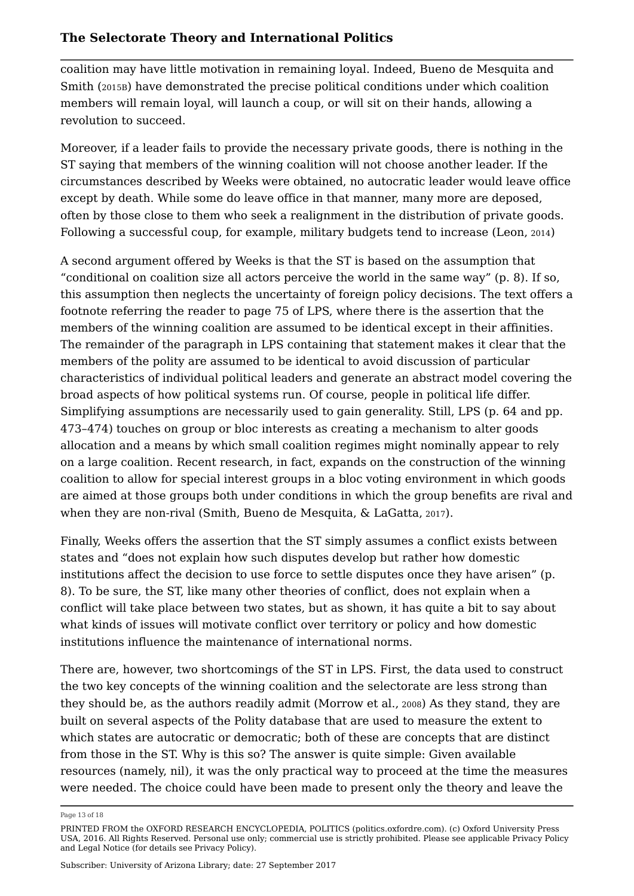coalition may have little motivation in remaining loyal. Indeed, Bueno de Mesquita and Smith (2015B) have demonstrated the precise political conditions under which coalition members will remain loyal, will launch a coup, or will sit on their hands, allowing a revolution to succeed.

Moreover, if a leader fails to provide the necessary private goods, there is nothing in the ST saying that members of the winning coalition will not choose another leader. If the circumstances described by Weeks were obtained, no autocratic leader would leave office except by death. While some do leave office in that manner, many more are deposed, often by those close to them who seek a realignment in the distribution of private goods. Following a successful coup, for example, military budgets tend to increase (Leon, 2014)

A second argument offered by Weeks is that the ST is based on the assumption that "conditional on coalition size all actors perceive the world in the same way" (p. 8). If so, this assumption then neglects the uncertainty of foreign policy decisions. The text offers a footnote referring the reader to page 75 of LPS, where there is the assertion that the members of the winning coalition are assumed to be identical except in their affinities. The remainder of the paragraph in LPS containing that statement makes it clear that the members of the polity are assumed to be identical to avoid discussion of particular characteristics of individual political leaders and generate an abstract model covering the broad aspects of how political systems run. Of course, people in political life differ. Simplifying assumptions are necessarily used to gain generality. Still, LPS (p. 64 and pp. 473–474) touches on group or bloc interests as creating a mechanism to alter goods allocation and a means by which small coalition regimes might nominally appear to rely on a large coalition. Recent research, in fact, expands on the construction of the winning coalition to allow for special interest groups in a bloc voting environment in which goods are aimed at those groups both under conditions in which the group benefits are rival and when they are non-rival (Smith, Bueno de Mesquita, & LaGatta, 2017).

Finally, Weeks offers the assertion that the ST simply assumes a conflict exists between states and "does not explain how such disputes develop but rather how domestic institutions affect the decision to use force to settle disputes once they have arisen" (p. 8). To be sure, the ST, like many other theories of conflict, does not explain when a conflict will take place between two states, but as shown, it has quite a bit to say about what kinds of issues will motivate conflict over territory or policy and how domestic institutions influence the maintenance of international norms.

There are, however, two shortcomings of the ST in LPS. First, the data used to construct the two key concepts of the winning coalition and the selectorate are less strong than they should be, as the authors readily admit (Morrow et al., 2008) As they stand, they are built on several aspects of the Polity database that are used to measure the extent to which states are autocratic or democratic; both of these are concepts that are distinct from those in the ST. Why is this so? The answer is quite simple: Given available resources (namely, nil), it was the only practical way to proceed at the time the measures were needed. The choice could have been made to present only the theory and leave the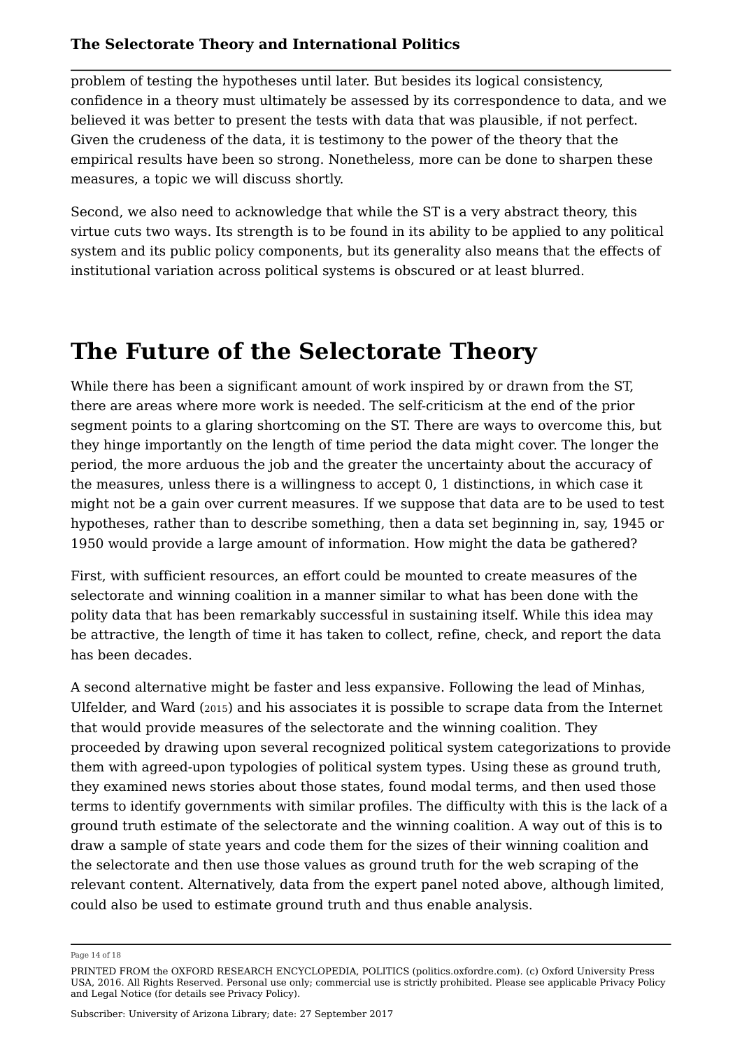problem of testing the hypotheses until later. But besides its logical consistency, confidence in a theory must ultimately be assessed by its correspondence to data, and we believed it was better to present the tests with data that was plausible, if not perfect. Given the crudeness of the data, it is testimony to the power of the theory that the empirical results have been so strong. Nonetheless, more can be done to sharpen these measures, a topic we will discuss shortly.

Second, we also need to acknowledge that while the ST is a very abstract theory, this virtue cuts two ways. Its strength is to be found in its ability to be applied to any political system and its public policy components, but its generality also means that the effects of institutional variation across political systems is obscured or at least blurred.

# The Future of the Selectorate Theory

While there has been a significant amount of work inspired by or drawn from the ST, there are areas where more work is needed. The self-criticism at the end of the prior segment points to a glaring shortcoming on the ST. There are ways to overcome this, but they hinge importantly on the length of time period the data might cover. The longer the period, the more arduous the job and the greater the uncertainty about the accuracy of the measures, unless there is a willingness to accept 0, 1 distinctions, in which case it might not be a gain over current measures. If we suppose that data are to be used to test hypotheses, rather than to describe something, then a data set beginning in, say, 1945 or 1950 would provide a large amount of information. How might the data be gathered?

First, with sufficient resources, an effort could be mounted to create measures of the selectorate and winning coalition in a manner similar to what has been done with the polity data that has been remarkably successful in sustaining itself. While this idea may be attractive, the length of time it has taken to collect, refine, check, and report the data has been decades.

A second alternative might be faster and less expansive. Following the lead of Minhas, Ulfelder, and Ward (2015) and his associates it is possible to scrape data from the Internet that would provide measures of the selectorate and the winning coalition. They proceeded by drawing upon several recognized political system categorizations to provide them with agreed-upon typologies of political system types. Using these as ground truth, they examined news stories about those states, found modal terms, and then used those terms to identify governments with similar profiles. The difficulty with this is the lack of a ground truth estimate of the selectorate and the winning coalition. A way out of this is to draw a sample of state years and code them for the sizes of their winning coalition and the selectorate and then use those values as ground truth for the web scraping of the relevant content. Alternatively, data from the expert panel noted above, although limited, could also be used to estimate ground truth and thus enable analysis.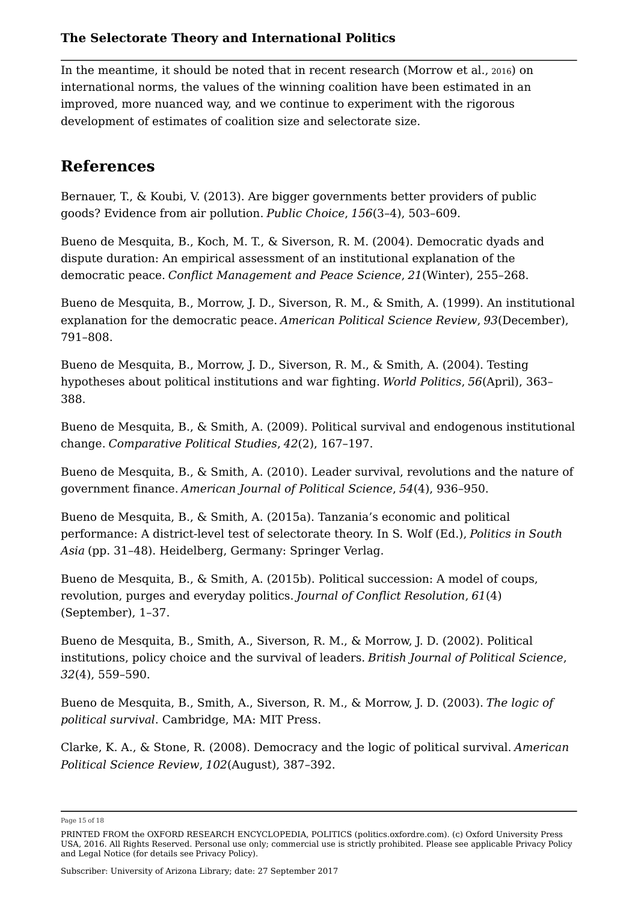In the meantime, it should be noted that in recent research (Morrow et al., 2016) on international norms, the values of the winning coalition have been estimated in an improved, more nuanced way, and we continue to experiment with the rigorous development of estimates of coalition size and selectorate size.

## References

Bernauer, T., & Koubi, V. (2013). Are bigger governments better providers of public goods? Evidence from air pollution. *Public Choice*, *156*(3–4), 503–609.

Bueno de Mesquita, B., Koch, M. T., & Siverson, R. M. (2004). Democratic dyads and dispute duration: An empirical assessment of an institutional explanation of the democratic peace. *Conflict Management and Peace Science*, *21*(Winter), 255–268.

Bueno de Mesquita, B., Morrow, J. D., Siverson, R. M., & Smith, A. (1999). An institutional explanation for the democratic peace. *American Political Science Review*, *93*(December), 791–808.

Bueno de Mesquita, B., Morrow, J. D., Siverson, R. M., & Smith, A. (2004). Testing hypotheses about political institutions and war fighting. *World Politics*, *56*(April), 363–388.

Bueno de Mesquita, B., & Smith, A. (2009). Political survival and endogenous institutional change. *Comparative Political Studies*, *42*(2), 167–197.

Bueno de Mesquita, B., & Smith, A. (2010). Leader survival, revolutions and the nature of government finance. *American Journal of Political Science*, *54*(4), 936–950.

Bueno de Mesquita, B., & Smith, A. (2015a). Tanzania's economic and political performance: A district-level test of selectorate theory. In S. Wolf (Ed.), *Politics in South Asia* (pp. 31–48). Heidelberg, Germany: Springer Verlag.

Bueno de Mesquita, B., & Smith, A. (2015b). Political succession: A model of coups, revolution, purges and everyday politics. *Journal of Conflict Resolution*, *61*(4) (September), 1–37.

Bueno de Mesquita, B., Smith, A., Siverson, R. M., & Morrow, J. D. (2002). Political institutions, policy choice and the survival of leaders. *British Journal of Political Science*, *32*(4), 559–590.

Bueno de Mesquita, B., Smith, A., Siverson, R. M., & Morrow, J. D. (2003). *The logic of political survival*. Cambridge, MA: MIT Press.

Clarke, K. A., & Stone, R. (2008). Democracy and the logic of political survival. *American Political Science Review*, *102*(August), 387–392.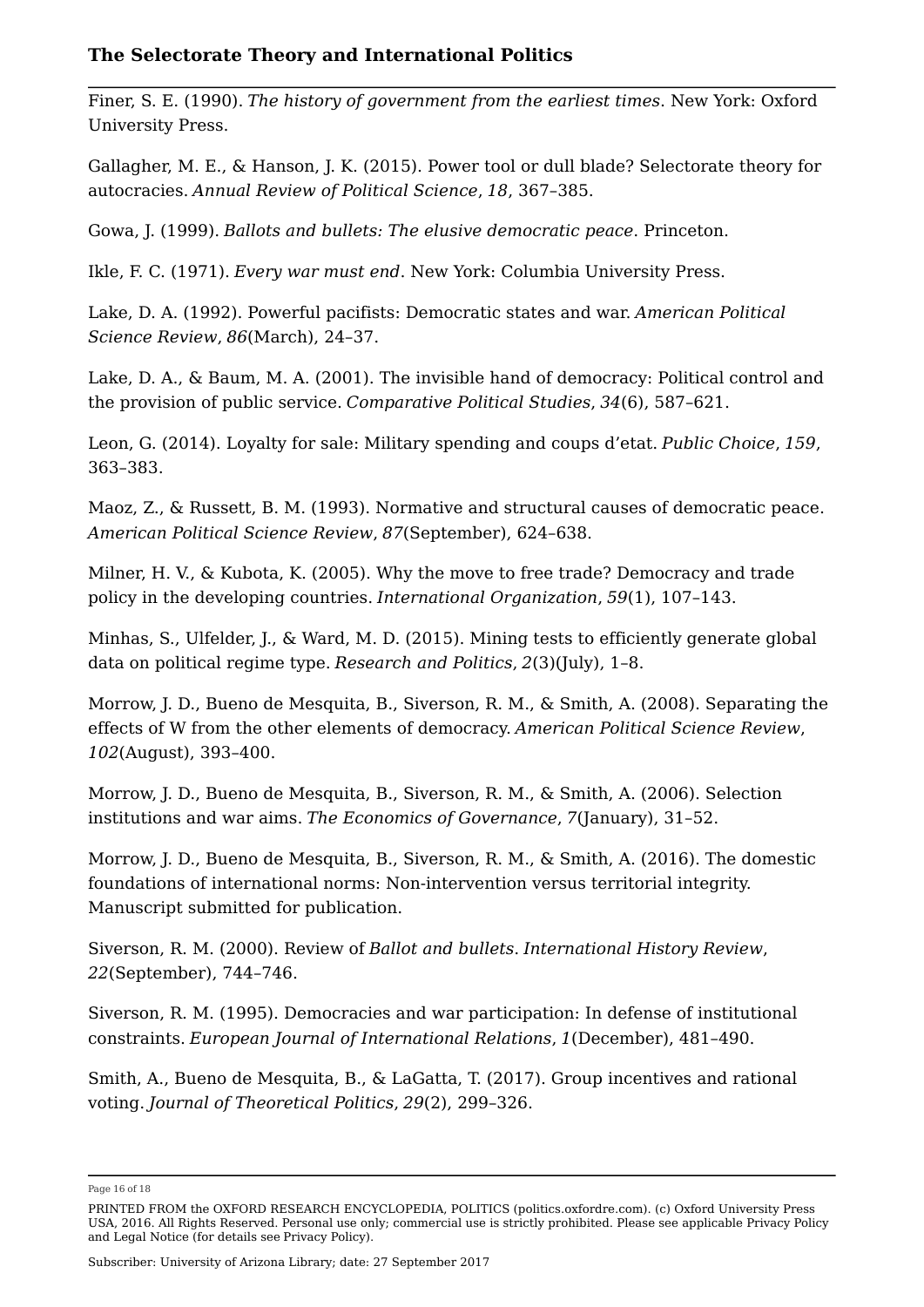Finer, S. E. (1990). *The history of government from the earliest times*. New York: Oxford University Press.

Gallagher, M. E., & Hanson, J. K. (2015). Power tool or dull blade? Selectorate theory for autocracies. *Annual Review of Political Science*, *18*, 367–385.

Gowa, J. (1999). *Ballots and bullets: The elusive democratic peace*. Princeton.

Ikle, F. C. (1971). *Every war must end*. New York: Columbia University Press.

Lake, D. A. (1992). Powerful pacifists: Democratic states and war. *American Political Science Review*, *86*(March), 24–37.

Lake, D. A., & Baum, M. A. (2001). The invisible hand of democracy: Political control and the provision of public service. *Comparative Political Studies*, *34*(6), 587–621.

Leon, G. (2014). Loyalty for sale: Military spending and coups d'etat. *Public Choice*, *159*, 363–383.

Maoz, Z., & Russett, B. M. (1993). Normative and structural causes of democratic peace. *American Political Science Review*, *87*(September), 624–638.

Milner, H. V., & Kubota, K. (2005). Why the move to free trade? Democracy and trade policy in the developing countries. *International Organization*, *59*(1), 107–143.

Minhas, S., Ulfelder, J., & Ward, M. D. (2015). Mining tests to efficiently generate global data on political regime type. *Research and Politics*, *2*(3)(July), 1–8.

Morrow, J. D., Bueno de Mesquita, B., Siverson, R. M., & Smith, A. (2008). Separating the effects of W from the other elements of democracy. *American Political Science Review*, *102*(August), 393–400.

Morrow, J. D., Bueno de Mesquita, B., Siverson, R. M., & Smith, A. (2006). Selection institutions and war aims. *The Economics of Governance*, *7*(January), 31–52.

Morrow, J. D., Bueno de Mesquita, B., Siverson, R. M., & Smith, A. (2016). The domestic foundations of international norms: Non-intervention versus territorial integrity. Manuscript submitted for publication.

Siverson, R. M. (2000). Review of *Ballot and bullets*. *International History Review*, *22*(September), 744–746.

Siverson, R. M. (1995). Democracies and war participation: In defense of institutional constraints. *European Journal of International Relations*, *1*(December), 481–490.

Smith, A., Bueno de Mesquita, B., & LaGatta, T. (2017). Group incentives and rational voting. *Journal of Theoretical Politics*, *29*(2), 299–326.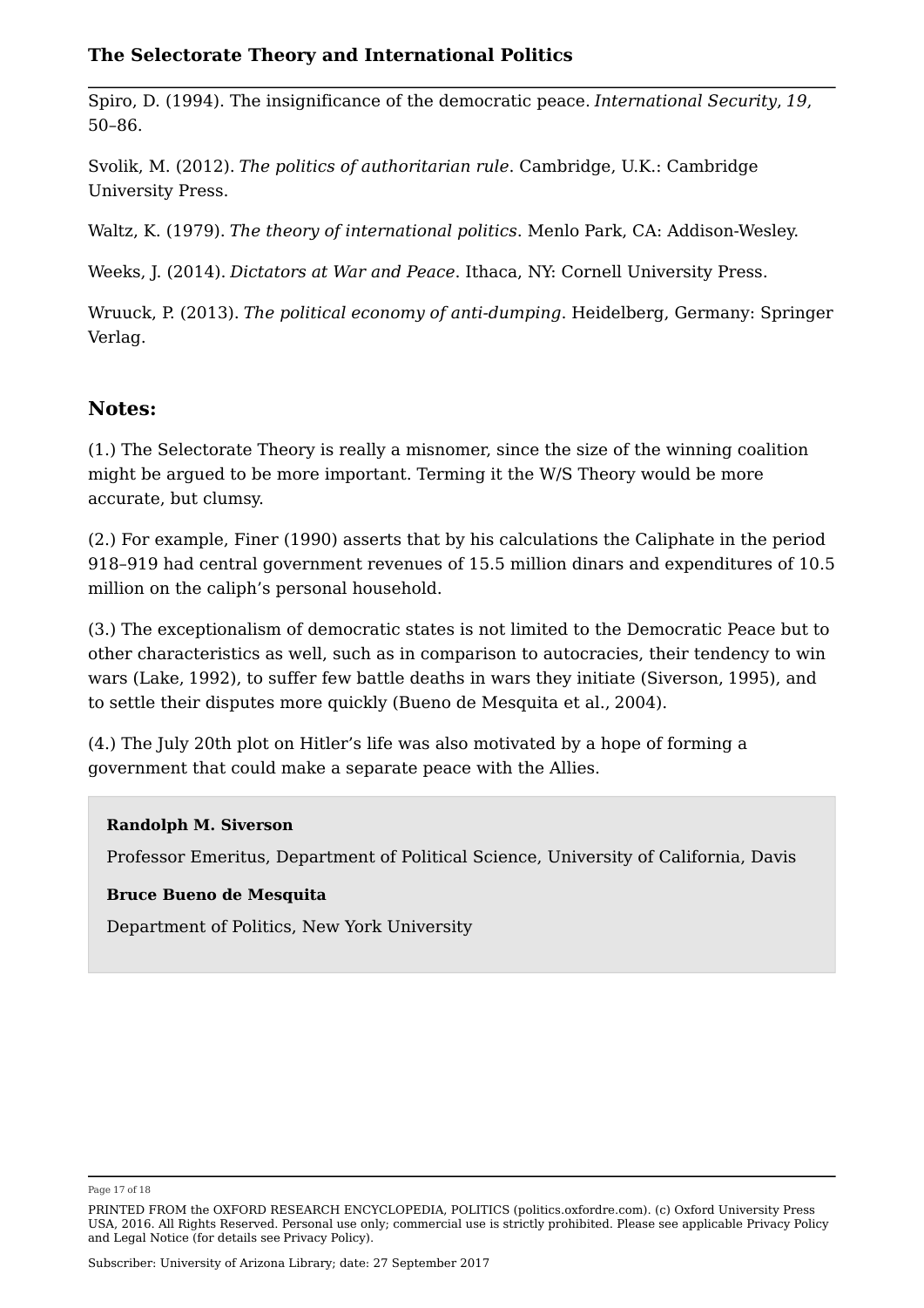Spiro, D. (1994). The insignificance of the democratic peace. *International Security*, *19*, 50–86.

Svolik, M. (2012). *The politics of authoritarian rule*. Cambridge, U.K.: Cambridge University Press.

Waltz, K. (1979). *The theory of international politics*. Menlo Park, CA: Addison-Wesley.

Weeks, J. (2014). *Dictators at War and Peace*. Ithaca, NY: Cornell University Press.

Wruuck, P. (2013). *The political economy of anti-dumping*. Heidelberg, Germany: Springer Verlag.

## Notes:

(1.) The Selectorate Theory is really a misnomer, since the size of the winning coalition might be argued to be more important. Terming it the W/S Theory would be more accurate, but clumsy.

(2.) For example, Finer (1990) asserts that by his calculations the Caliphate in the period 918–919 had central government revenues of 15.5 million dinars and expenditures of 10.5 million on the caliph's personal household.

(3.) The exceptionalism of democratic states is not limited to the Democratic Peace but to other characteristics as well, such as in comparison to autocracies, their tendency to win wars (Lake, 1992), to suffer few battle deaths in wars they initiate (Siverson, 1995), and to settle their disputes more quickly (Bueno de Mesquita et al., 2004).

(4.) The July 20th plot on Hitler's life was also motivated by a hope of forming a government that could make a separate peace with the Allies.

**Randolph M. Siverson**

Professor Emeritus, Department of Political Science, University of California, Davis

**Bruce Bueno de Mesquita**

Department of Politics, New York University